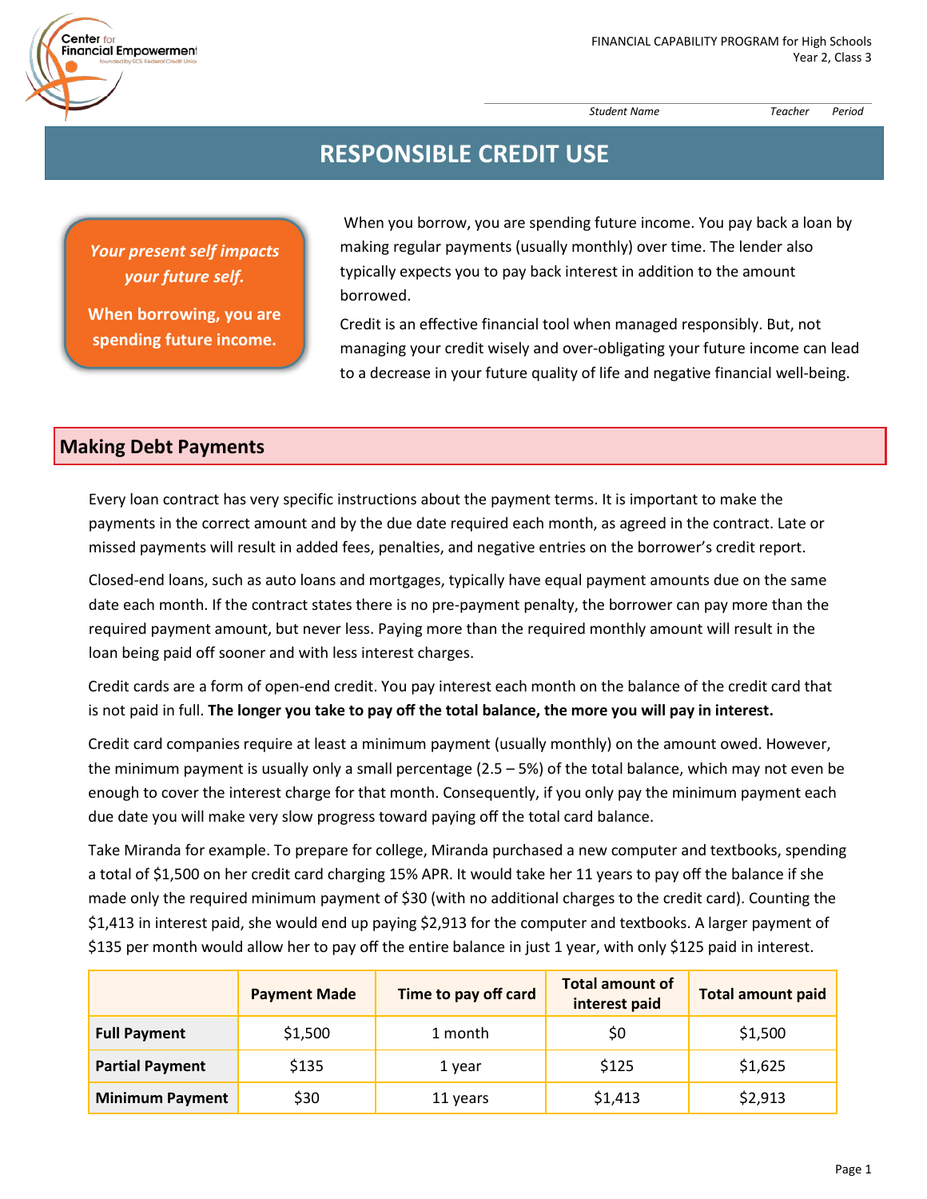FINANCIAL CAPABILITY PROGRAM for High Schools
Year 2, Class 3

Student Name Teacher Period

# RESPONSIBLE CREDIT USE

***Your present self impacts your future self.***

**When borrowing, you are spending future income.**

When you borrow, you are spending future income. You pay back a loan by making regular payments (usually monthly) over time. The lender also typically expects you to pay back interest in addition to the amount borrowed.

Credit is an effective financial tool when managed responsibly. But, not managing your credit wisely and over-obligating your future income can lead to a decrease in your future quality of life and negative financial well-being.

## Making Debt Payments

Every loan contract has very specific instructions about the payment terms. It is important to make the payments in the correct amount and by the due date required each month, as agreed in the contract. Late or missed payments will result in added fees, penalties, and negative entries on the borrower's credit report.

Closed-end loans, such as auto loans and mortgages, typically have equal payment amounts due on the same date each month. If the contract states there is no pre-payment penalty, the borrower can pay more than the required payment amount, but never less. Paying more than the required monthly amount will result in the loan being paid off sooner and with less interest charges.

Credit cards are a form of open-end credit. You pay interest each month on the balance of the credit card that is not paid in full. **The longer you take to pay off the total balance, the more you will pay in interest.**

Credit card companies require at least a minimum payment (usually monthly) on the amount owed. However, the minimum payment is usually only a small percentage (2.5 – 5%) of the total balance, which may not even be enough to cover the interest charge for that month. Consequently, if you only pay the minimum payment each due date you will make very slow progress toward paying off the total card balance.

Take Miranda for example. To prepare for college, Miranda purchased a new computer and textbooks, spending a total of $1,500 on her credit card charging 15% APR. It would take her 11 years to pay off the balance if she made only the required minimum payment of $30 (with no additional charges to the credit card). Counting the $1,413 in interest paid, she would end up paying $2,913 for the computer and textbooks. A larger payment of $135 per month would allow her to pay off the entire balance in just 1 year, with only $125 paid in interest.

| | Payment Made | Time to pay off card | Total amount of interest paid | Total amount paid |
|---|---|---|---|---|
| **Full Payment** | $1,500 | 1 month | $0 | $1,500 |
| **Partial Payment** | $135 | 1 year | $125 | $1,625 |
| **Minimum Payment** | $30 | 11 years | $1,413 | $2,913 |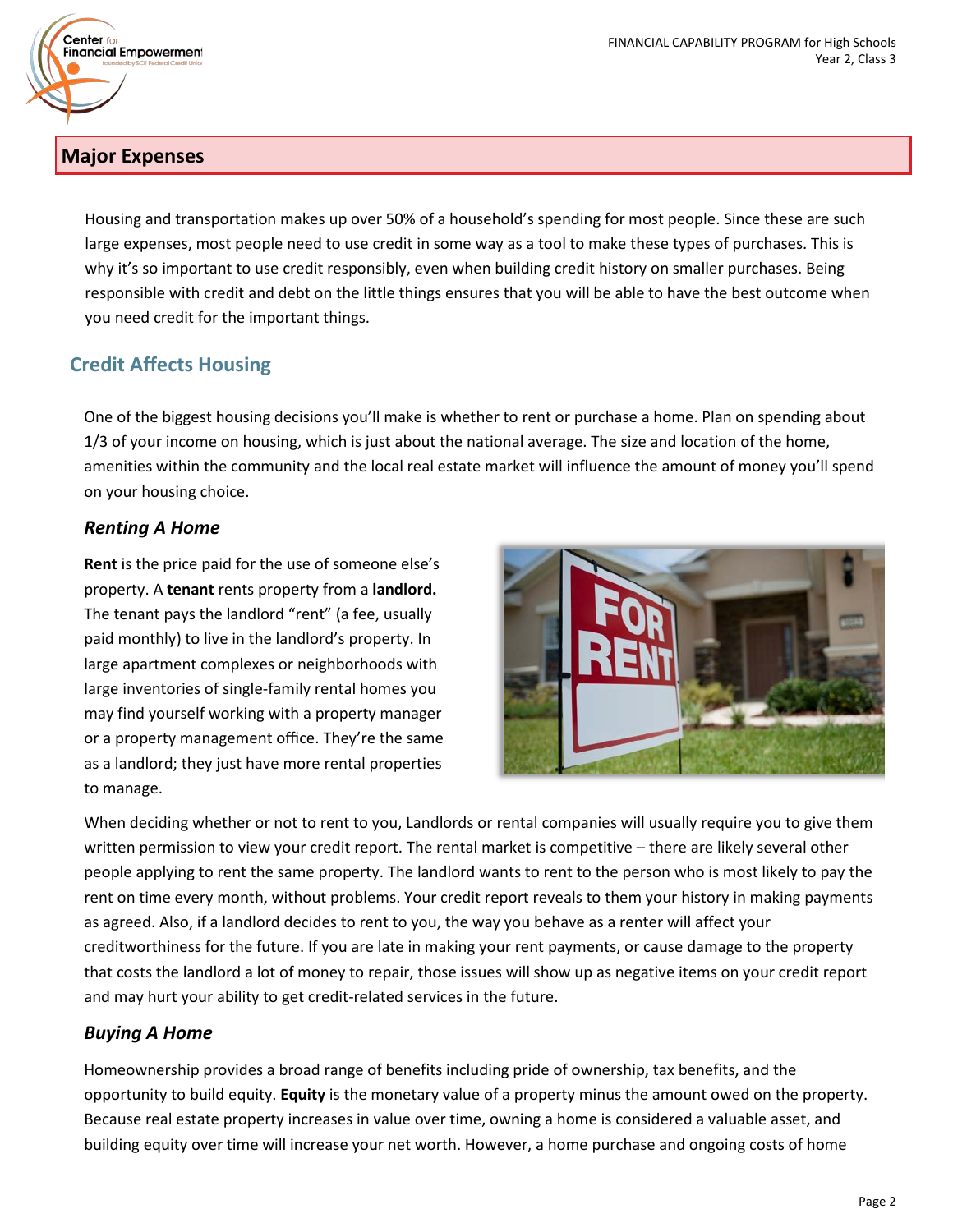## Major Expenses

Housing and transportation makes up over 50% of a household's spending for most people. Since these are such large expenses, most people need to use credit in some way as a tool to make these types of purchases. This is why it's so important to use credit responsibly, even when building credit history on smaller purchases. Being responsible with credit and debt on the little things ensures that you will be able to have the best outcome when you need credit for the important things.

### Credit Affects Housing

One of the biggest housing decisions you'll make is whether to rent or purchase a home. Plan on spending about 1/3 of your income on housing, which is just about the national average. The size and location of the home, amenities within the community and the local real estate market will influence the amount of money you'll spend on your housing choice.

#### *Renting A Home*

**Rent** is the price paid for the use of someone else's property. A **tenant** rents property from a **landlord.** The tenant pays the landlord "rent" (a fee, usually paid monthly) to live in the landlord's property. In large apartment complexes or neighborhoods with large inventories of single-family rental homes you may find yourself working with a property manager or a property management office. They're the same as a landlord; they just have more rental properties to manage.

When deciding whether or not to rent to you, Landlords or rental companies will usually require you to give them written permission to view your credit report. The rental market is competitive – there are likely several other people applying to rent the same property. The landlord wants to rent to the person who is most likely to pay the rent on time every month, without problems. Your credit report reveals to them your history in making payments as agreed. Also, if a landlord decides to rent to you, the way you behave as a renter will affect your creditworthiness for the future. If you are late in making your rent payments, or cause damage to the property that costs the landlord a lot of money to repair, those issues will show up as negative items on your credit report and may hurt your ability to get credit-related services in the future.

#### *Buying A Home*

Homeownership provides a broad range of benefits including pride of ownership, tax benefits, and the opportunity to build equity. **Equity** is the monetary value of a property minus the amount owed on the property. Because real estate property increases in value over time, owning a home is considered a valuable asset, and building equity over time will increase your net worth. However, a home purchase and ongoing costs of home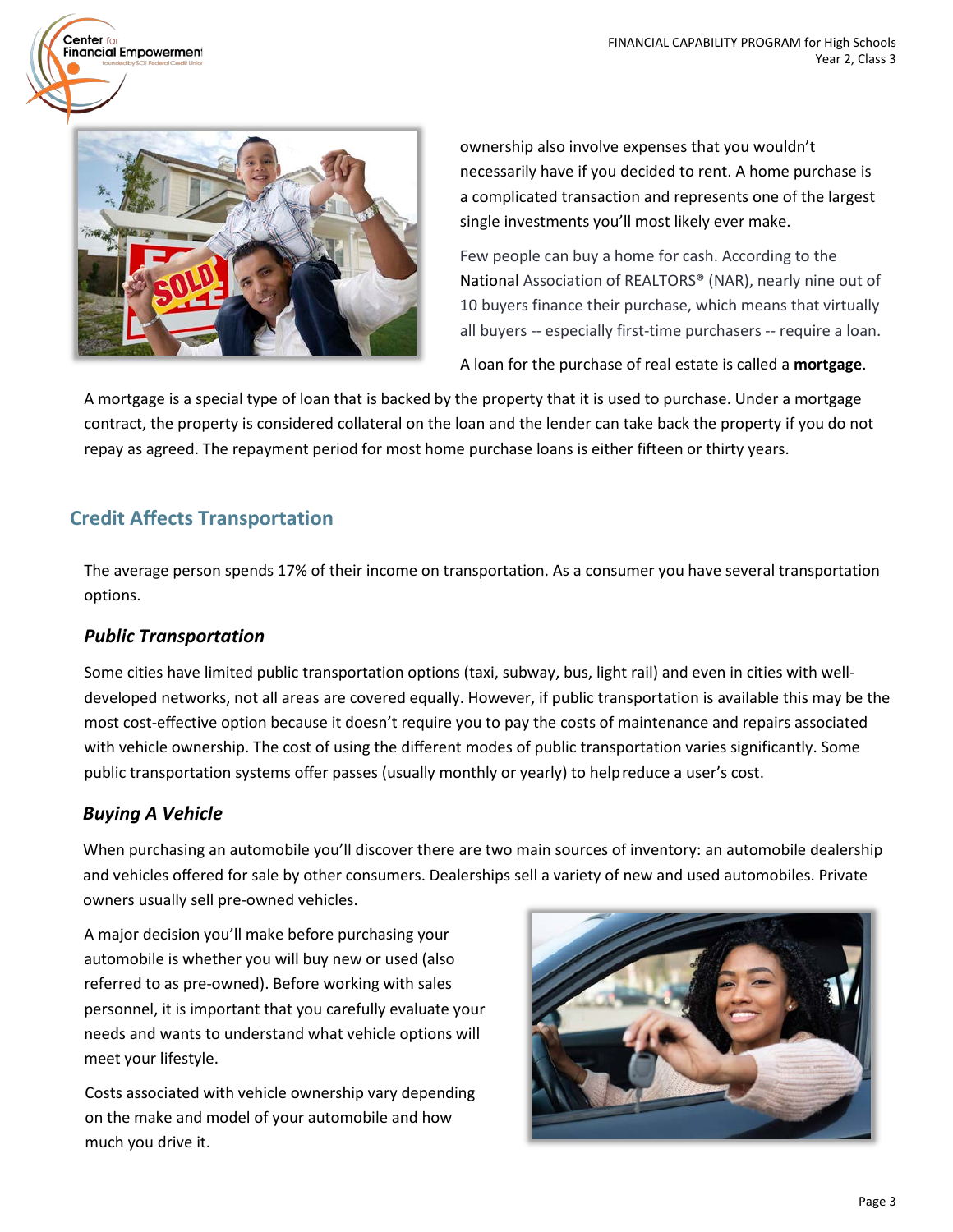ownership also involve expenses that you wouldn't necessarily have if you decided to rent. A home purchase is a complicated transaction and represents one of the largest single investments you'll most likely ever make.

Few people can buy a home for cash. According to the National Association of REALTORS® (NAR), nearly nine out of 10 buyers finance their purchase, which means that virtually all buyers -- especially first-time purchasers -- require a loan.

A loan for the purchase of real estate is called a **mortgage**.

A mortgage is a special type of loan that is backed by the property that it is used to purchase. Under a mortgage contract, the property is considered collateral on the loan and the lender can take back the property if you do not repay as agreed. The repayment period for most home purchase loans is either fifteen or thirty years.

## Credit Affects Transportation

The average person spends 17% of their income on transportation. As a consumer you have several transportation options.

### *Public Transportation*

Some cities have limited public transportation options (taxi, subway, bus, light rail) and even in cities with well-developed networks, not all areas are covered equally. However, if public transportation is available this may be the most cost-effective option because it doesn't require you to pay the costs of maintenance and repairs associated with vehicle ownership. The cost of using the different modes of public transportation varies significantly. Some public transportation systems offer passes (usually monthly or yearly) to help reduce a user's cost.

### *Buying A Vehicle*

When purchasing an automobile you'll discover there are two main sources of inventory: an automobile dealership and vehicles offered for sale by other consumers. Dealerships sell a variety of new and used automobiles. Private owners usually sell pre-owned vehicles.

A major decision you'll make before purchasing your automobile is whether you will buy new or used (also referred to as pre-owned). Before working with sales personnel, it is important that you carefully evaluate your needs and wants to understand what vehicle options will meet your lifestyle.

Costs associated with vehicle ownership vary depending on the make and model of your automobile and how much you drive it.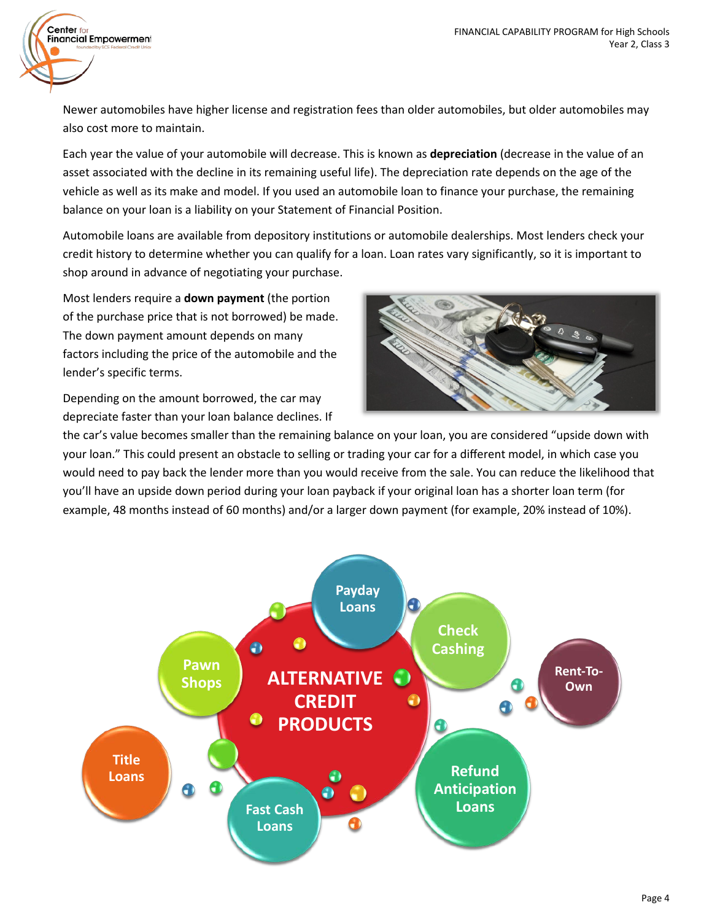Newer automobiles have higher license and registration fees than older automobiles, but older automobiles may also cost more to maintain.

Each year the value of your automobile will decrease. This is known as **depreciation** (decrease in the value of an asset associated with the decline in its remaining useful life). The depreciation rate depends on the age of the vehicle as well as its make and model. If you used an automobile loan to finance your purchase, the remaining balance on your loan is a liability on your Statement of Financial Position.

Automobile loans are available from depository institutions or automobile dealerships. Most lenders check your credit history to determine whether you can qualify for a loan. Loan rates vary significantly, so it is important to shop around in advance of negotiating your purchase.

Most lenders require a **down payment** (the portion of the purchase price that is not borrowed) be made. The down payment amount depends on many factors including the price of the automobile and the lender's specific terms.

Depending on the amount borrowed, the car may depreciate faster than your loan balance declines. If the car's value becomes smaller than the remaining balance on your loan, you are considered "upside down with your loan." This could present an obstacle to selling or trading your car for a different model, in which case you would need to pay back the lender more than you would receive from the sale. You can reduce the likelihood that you'll have an upside down period during your loan payback if your original loan has a shorter loan term (for example, 48 months instead of 60 months) and/or a larger down payment (for example, 20% instead of 10%).

ALTERNATIVE CREDIT PRODUCTS

- Payday Loans
- Check Cashing
- Rent-To-Own
- Refund Anticipation Loans
- Fast Cash Loans
- Title Loans
- Pawn Shops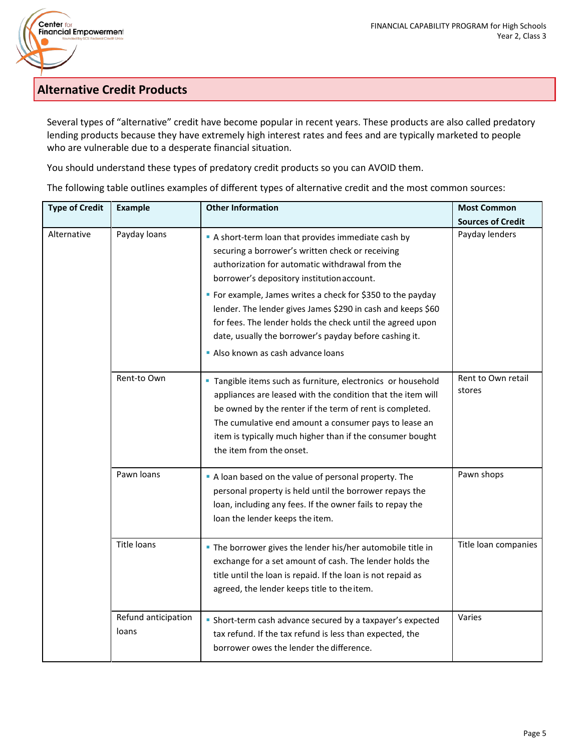## Alternative Credit Products

Several types of "alternative" credit have become popular in recent years. These products are also called predatory lending products because they have extremely high interest rates and fees and are typically marketed to people who are vulnerable due to a desperate financial situation.

You should understand these types of predatory credit products so you can AVOID them.

The following table outlines examples of different types of alternative credit and the most common sources:

| Type of Credit | Example | Other Information | Most Common Sources of Credit |
|---|---|---|---|
| Alternative | Payday loans | ▪ A short-term loan that provides immediate cash by securing a borrower's written check or receiving authorization for automatic withdrawal from the borrower's depository institution account.<br>▪ For example, James writes a check for $350 to the payday lender. The lender gives James $290 in cash and keeps $60 for fees. The lender holds the check until the agreed upon date, usually the borrower's payday before cashing it.<br>▪ Also known as cash advance loans | Payday lenders |
| | Rent-to Own | ▪ Tangible items such as furniture, electronics or household appliances are leased with the condition that the item will be owned by the renter if the term of rent is completed. The cumulative end amount a consumer pays to lease an item is typically much higher than if the consumer bought the item from the onset. | Rent to Own retail stores |
| | Pawn loans | ▪ A loan based on the value of personal property. The personal property is held until the borrower repays the loan, including any fees. If the owner fails to repay the loan the lender keeps the item. | Pawn shops |
| | Title loans | ▪ The borrower gives the lender his/her automobile title in exchange for a set amount of cash. The lender holds the title until the loan is repaid. If the loan is not repaid as agreed, the lender keeps title to the item. | Title loan companies |
| | Refund anticipation loans | ▪ Short-term cash advance secured by a taxpayer's expected tax refund. If the tax refund is less than expected, the borrower owes the lender the difference. | Varies |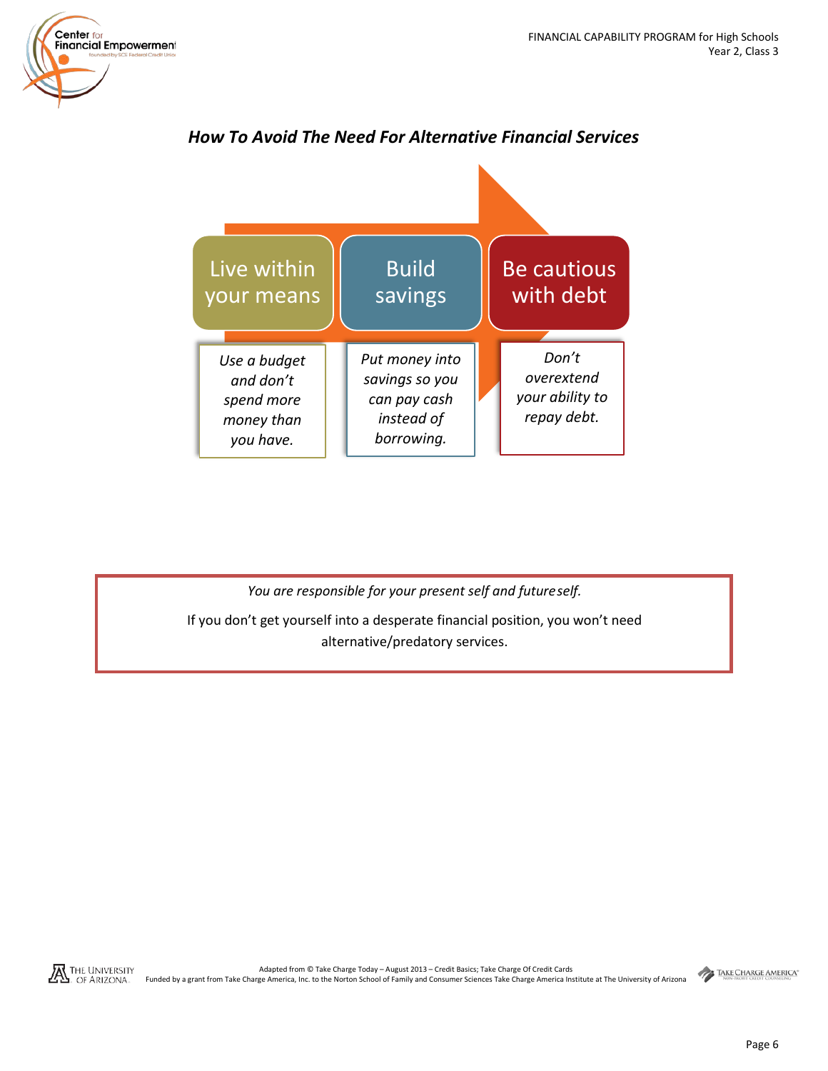### *How To Avoid The Need For Alternative Financial Services*

**Live within your means**

*Use a budget and don't spend more money than you have.*

**Build savings**

*Put money into savings so you can pay cash instead of borrowing.*

**Be cautious with debt**

*Don't overextend your ability to repay debt.*

*You are responsible for your present self and future self.*

If you don't get yourself into a desperate financial position, you won't need alternative/predatory services.